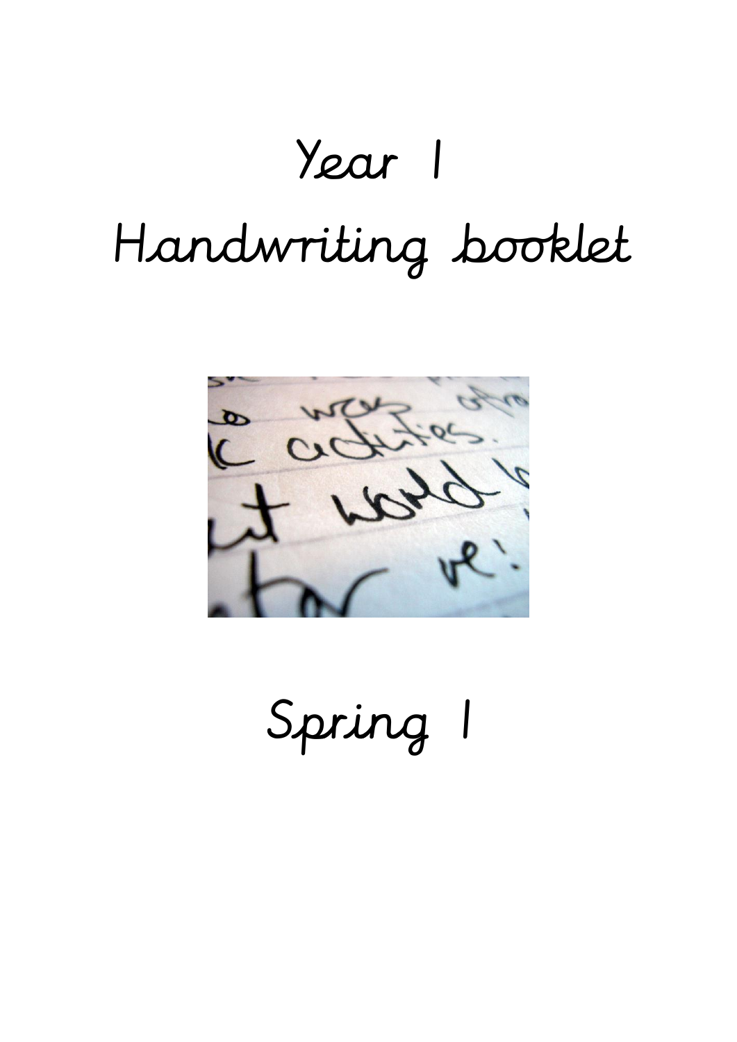# Year 1

# Handwriting booklet

# Spring 1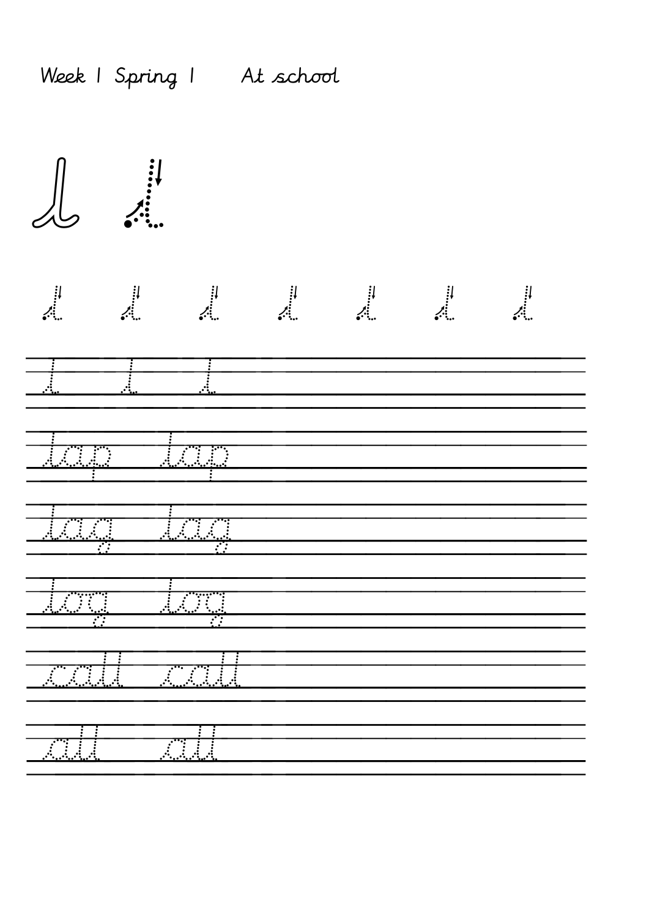Week 1 Spring 1 At school

l l

l l l l l l l

l l l

lap lap

lag lag

log log

call call

all all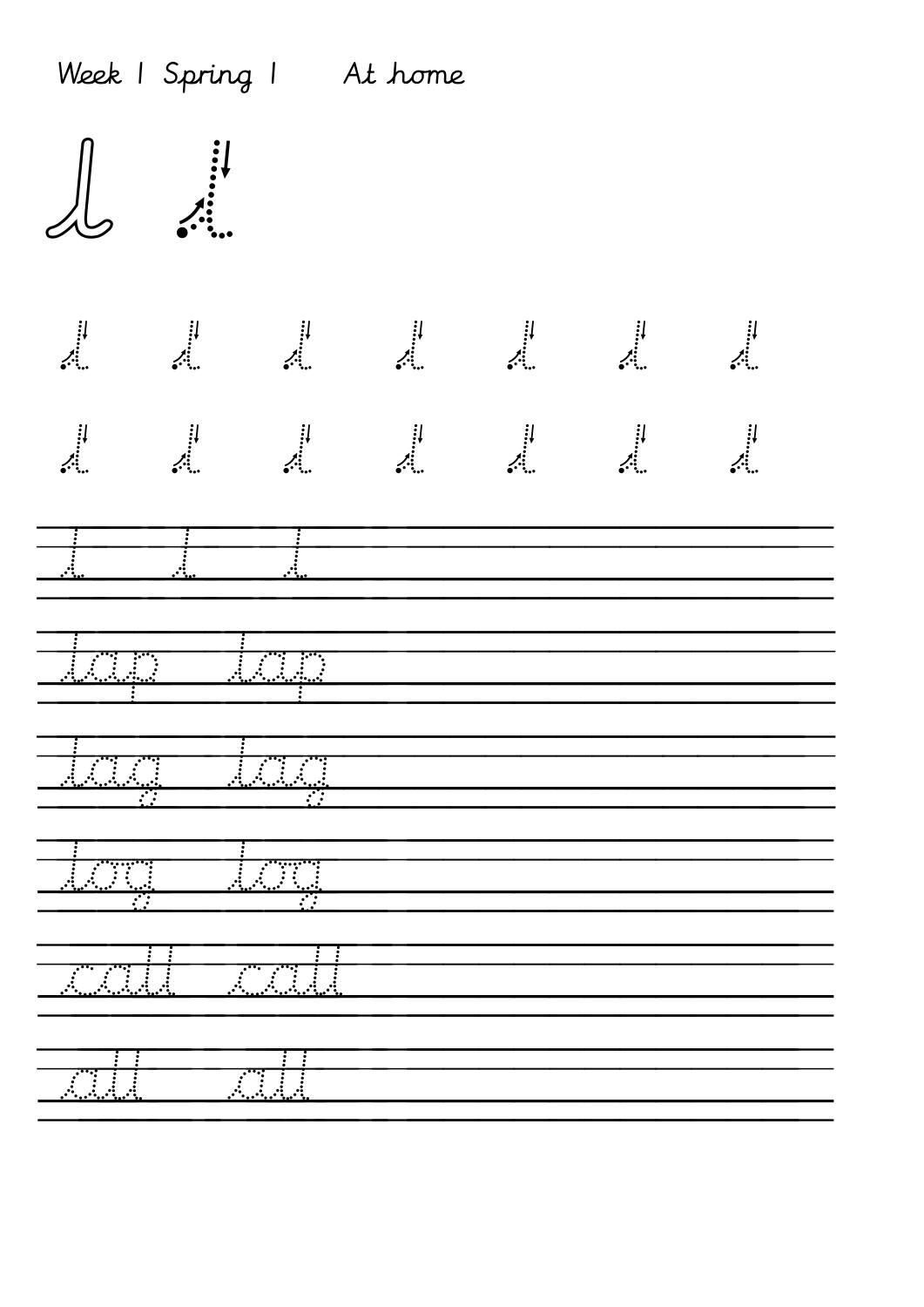Week 1 Spring 1 At home

l l

l l l l l l l

l l l l l l l

l l l

lap lap

lag lag

log log

call call

all all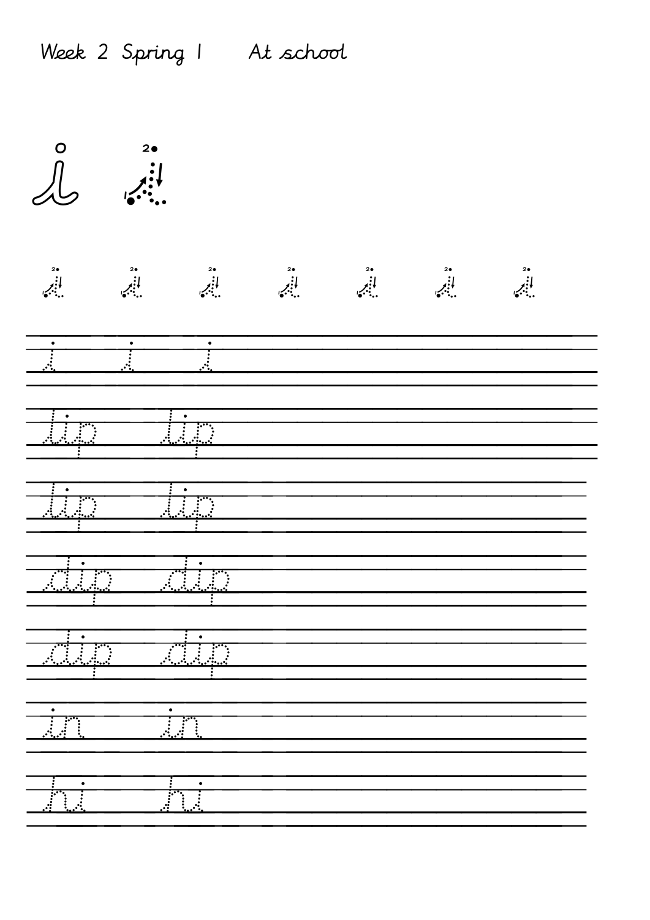Week 2 Spring 1 At school

i i

i i i i i i i

i i i

lip lip

lip lip

dip dip

dip dip

in in

hi hi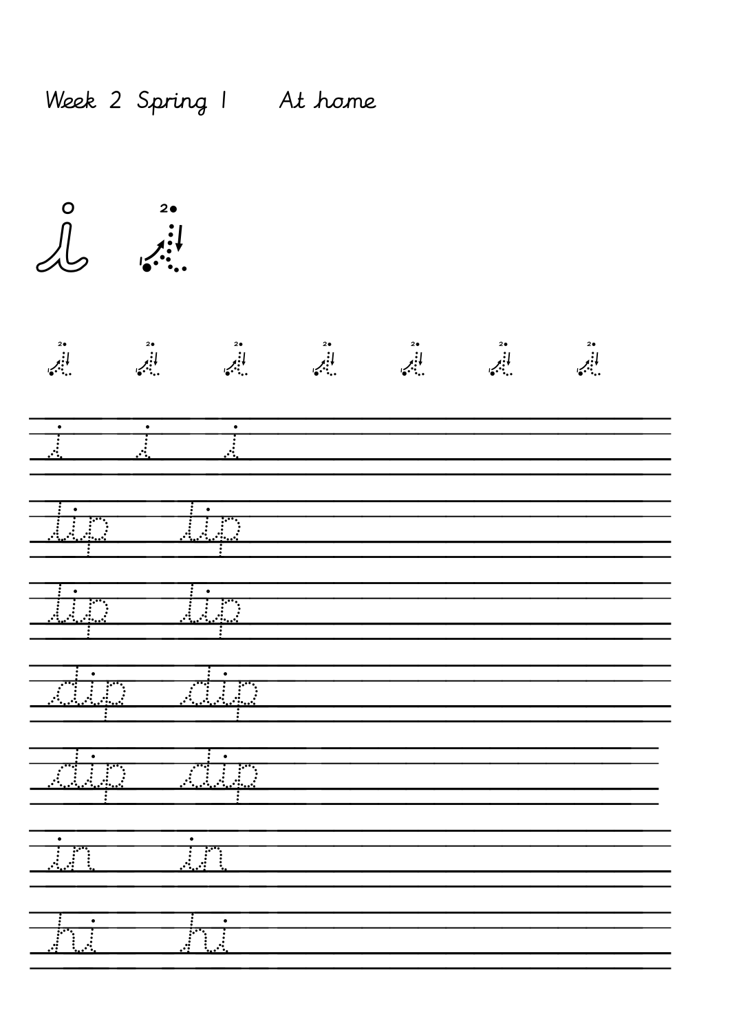Week 2 Spring 1 At home

i i

i i i i i i i

i i i

lip lip

lip lip

dip dip

dip dip

in in

hi hi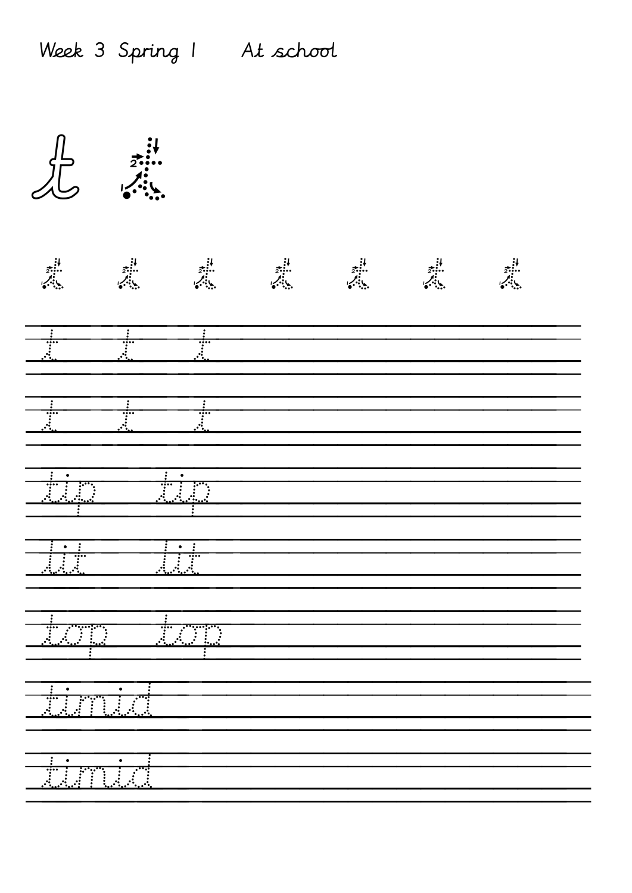Week 3 Spring 1 At school

t t

t t t t t t t

t t t

t t t

tip tip

lit lit

top top

timid

timid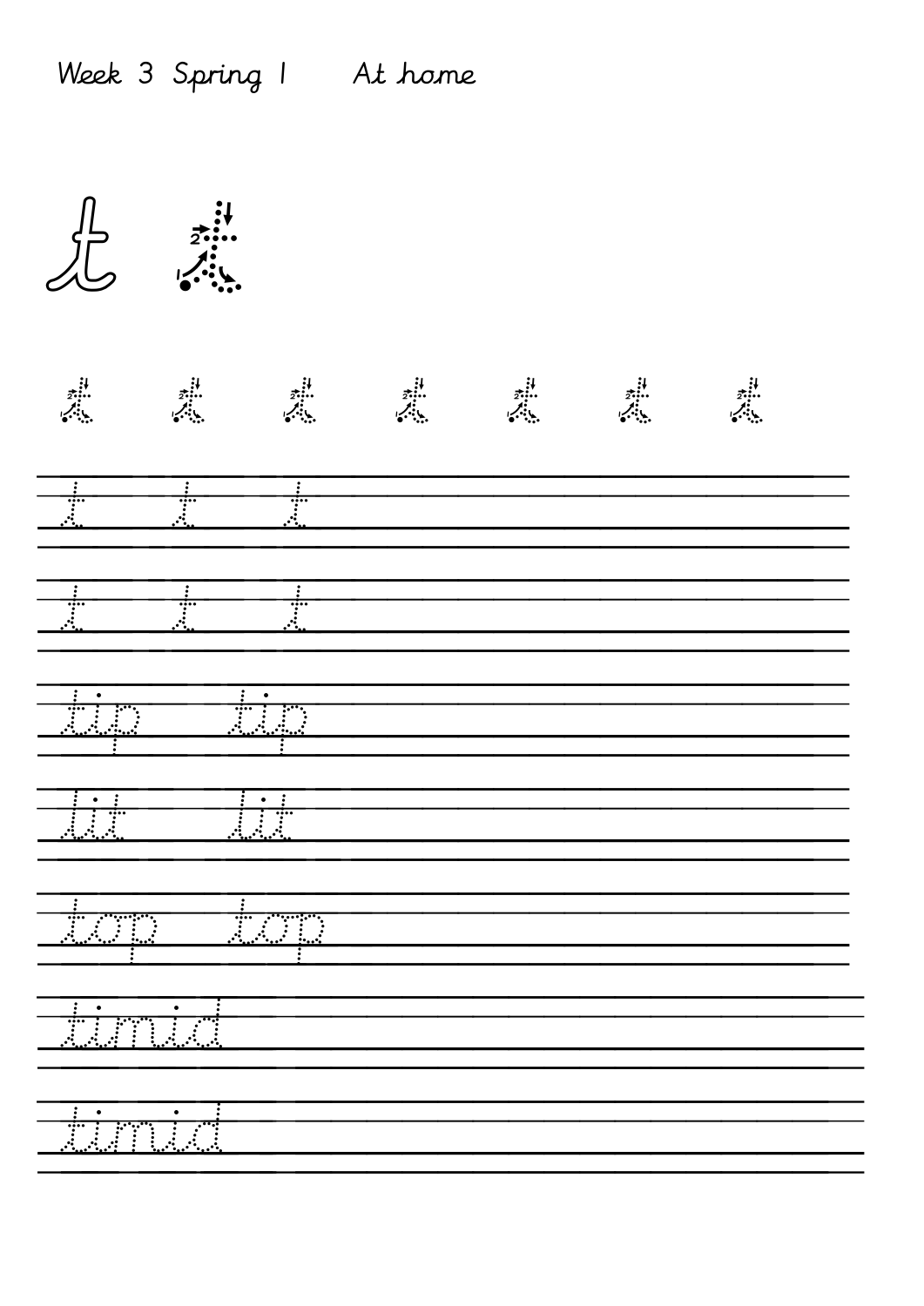Week 3 Spring 1 At home

t t

t t t t t t t

t t t

t t t

tip tip

lit lit

top top

timid

timid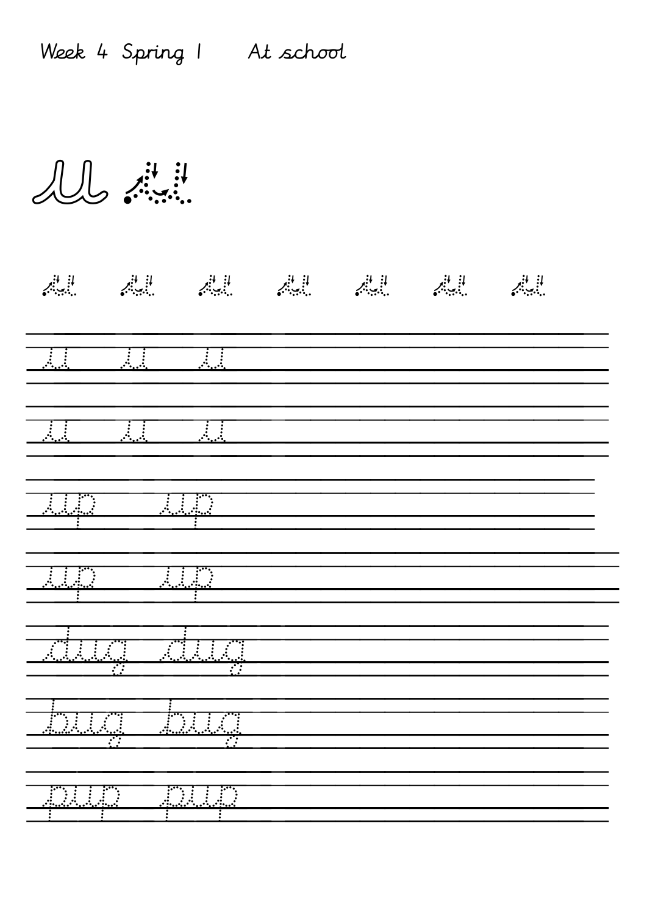Week 4 Spring 1 At school

u u

u u u u u u u

u u u

u u u

up up

up up

dug dug

bug bug

pup pup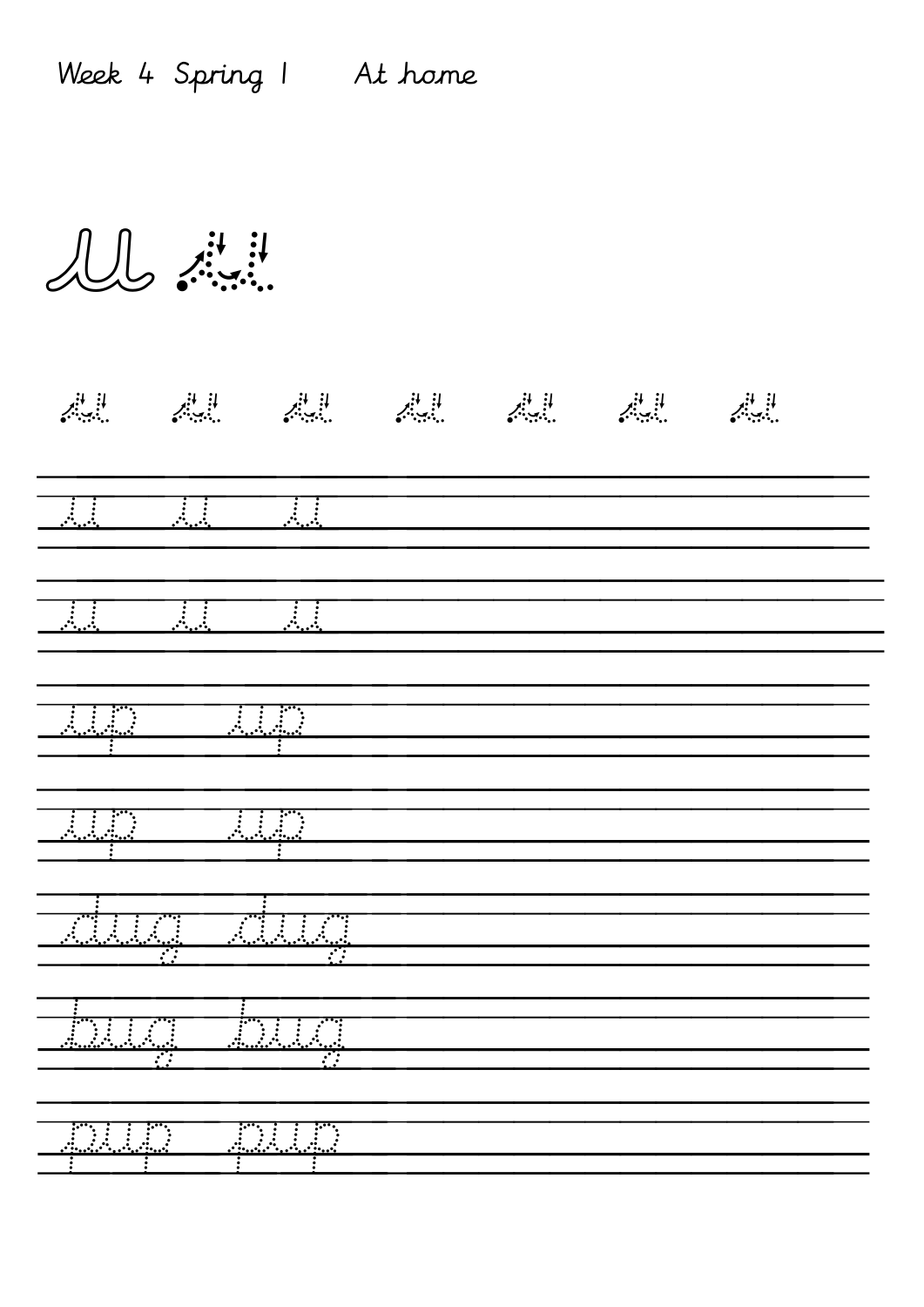Week 4 Spring 1 At home

u u

u u u u u u u

u u u

u u u

up up

up up

dug dug

bug bug

pup pup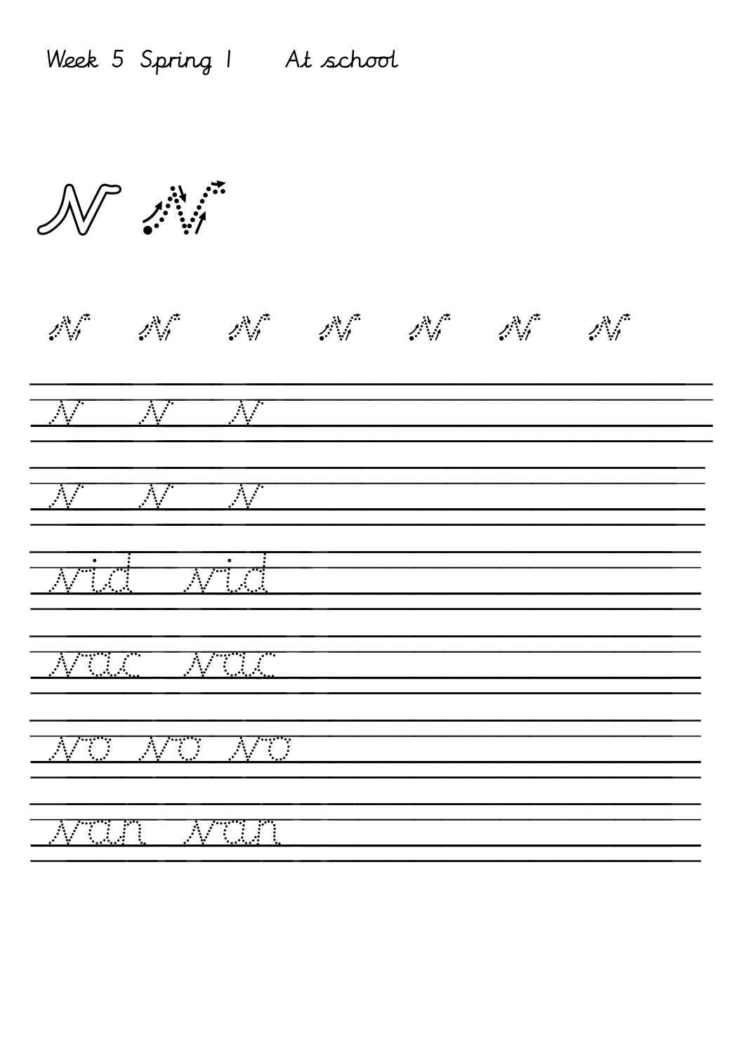Week 5 Spring 1 At school

N N

N N N N N N N

N N N

N N N

Nid Nid

Nac Nac

No No No

Nan Nan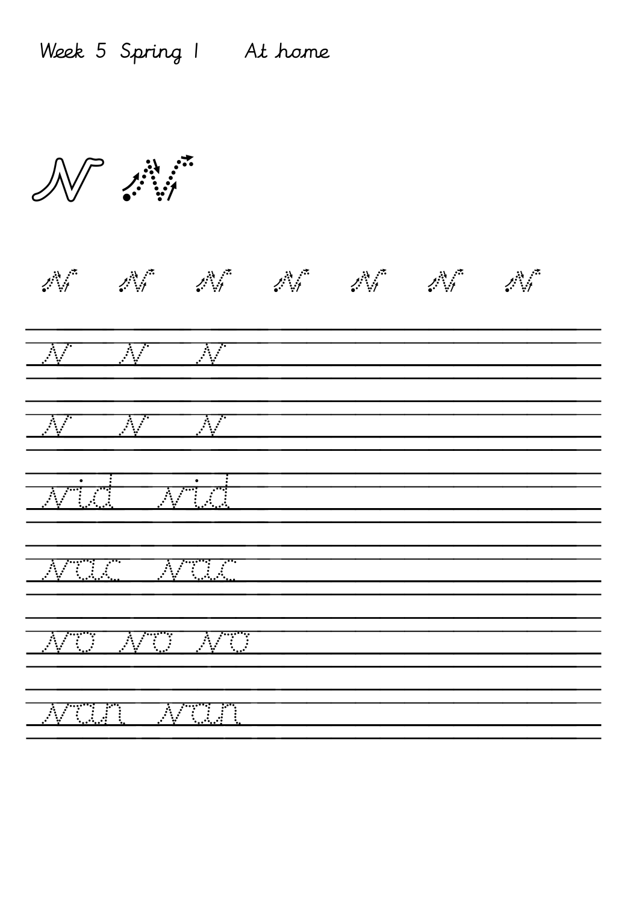Week 5 Spring 1 At home

N N

N N N N N N N

N N N

N N N

Nid Nid

Nac Nac

No No No

Nan Nan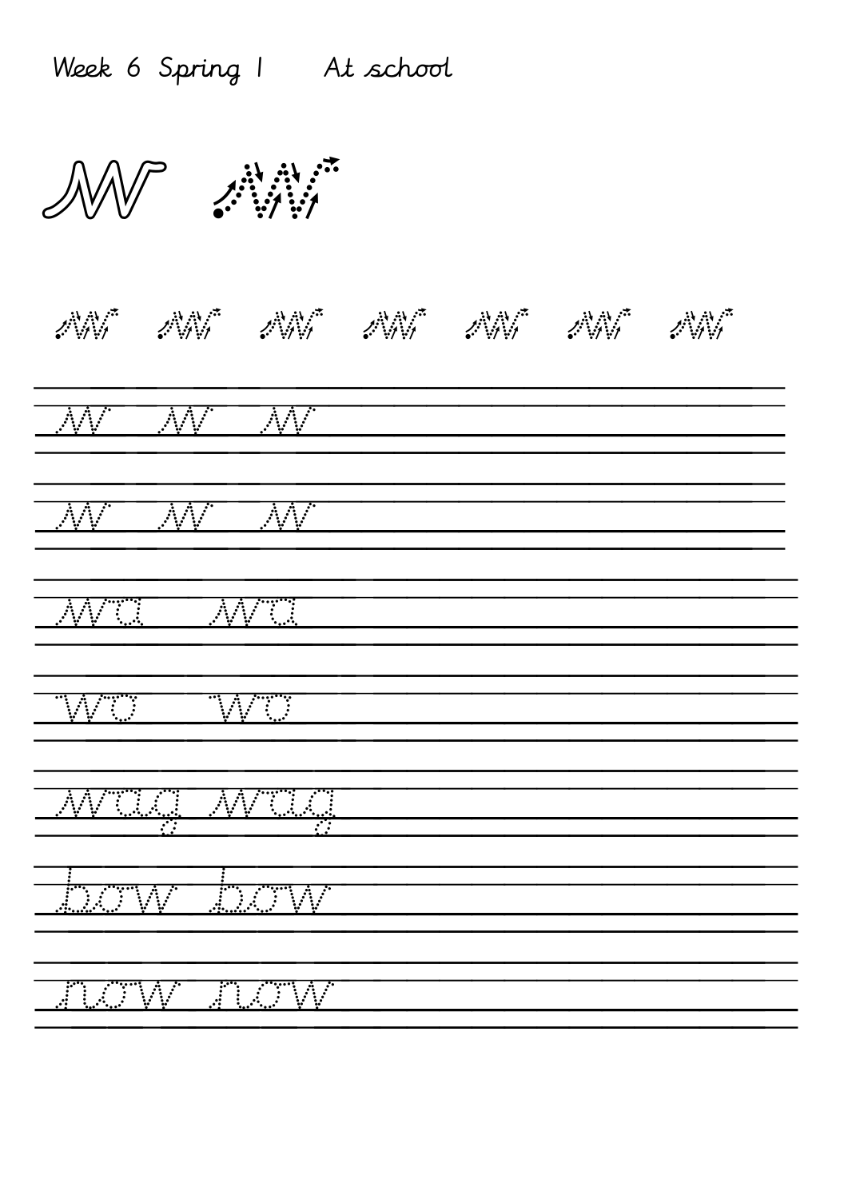Week 6 Spring 1 At school

w w

w w w w w w w

w w w

w w w

wa wa

wo wo

wag wag

bow bow

now now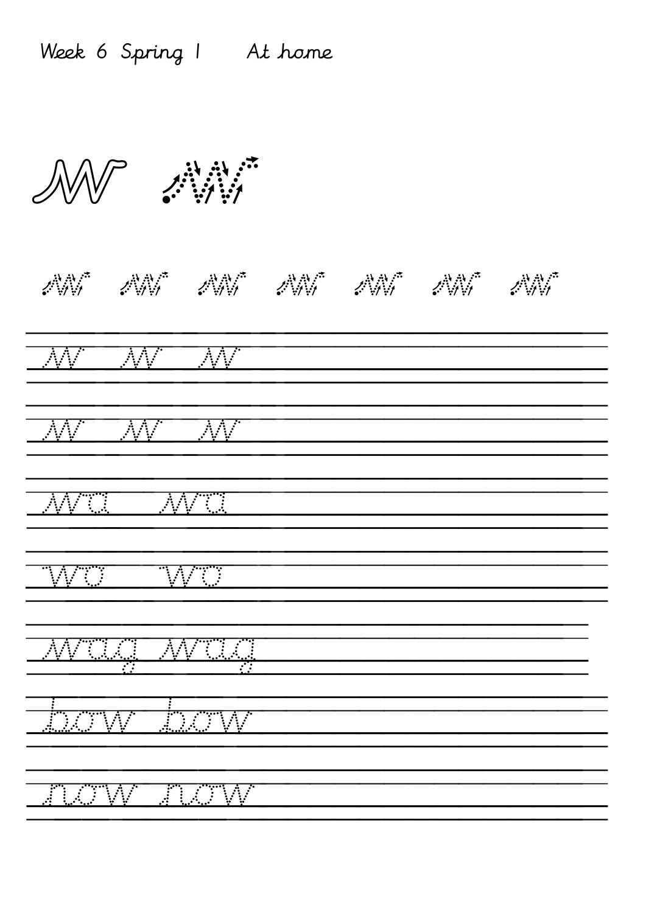Week 6 Spring 1 At home

w w

w w w w w w w

w w w

w w w

wa wa

wo wo

wag wag

bow bow

now now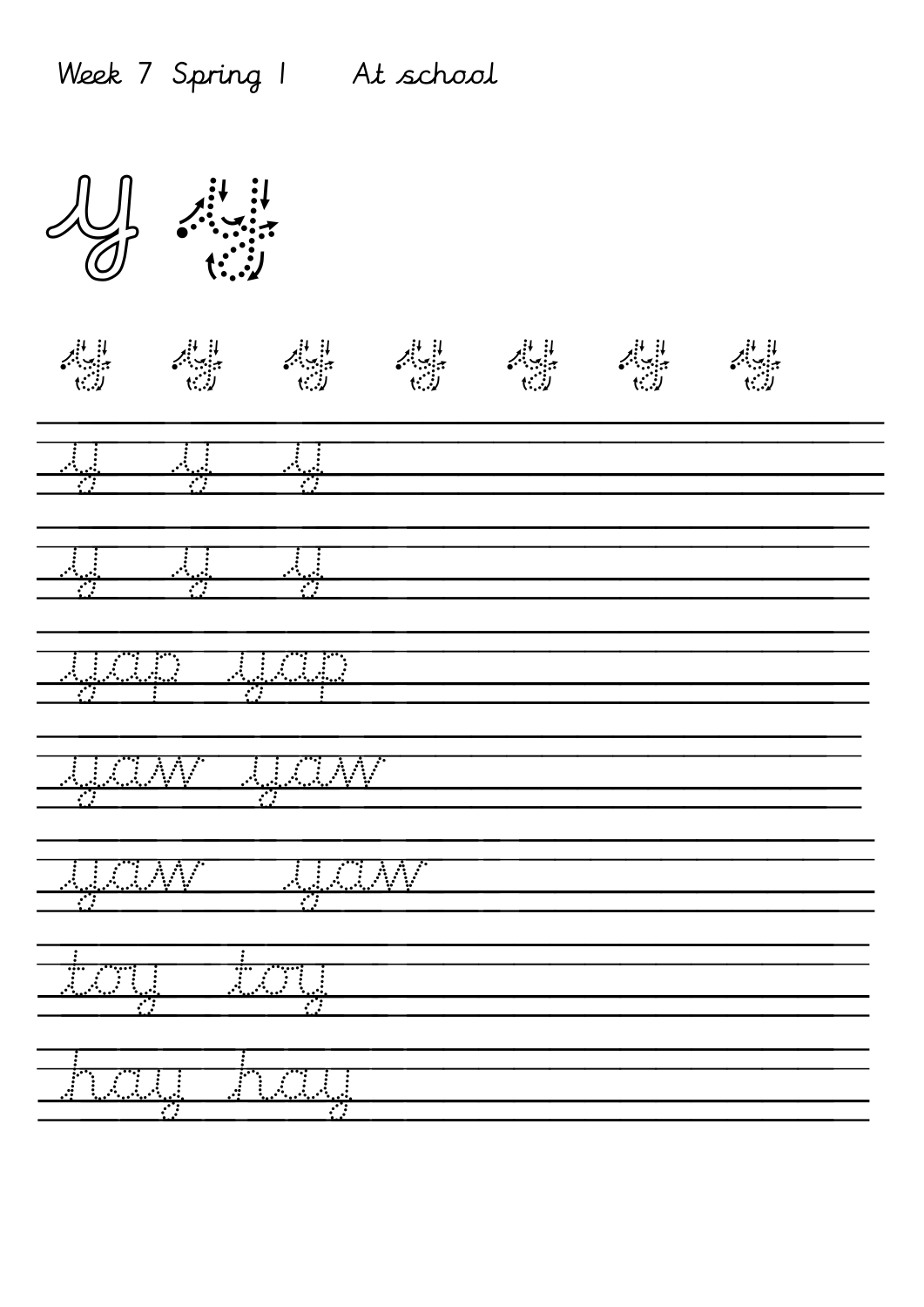Week 7 Spring 1 At school

y y

y y y y y y y

y y y

y y y

yap yap

yaw yaw

yaw yaw

toy toy

hay hay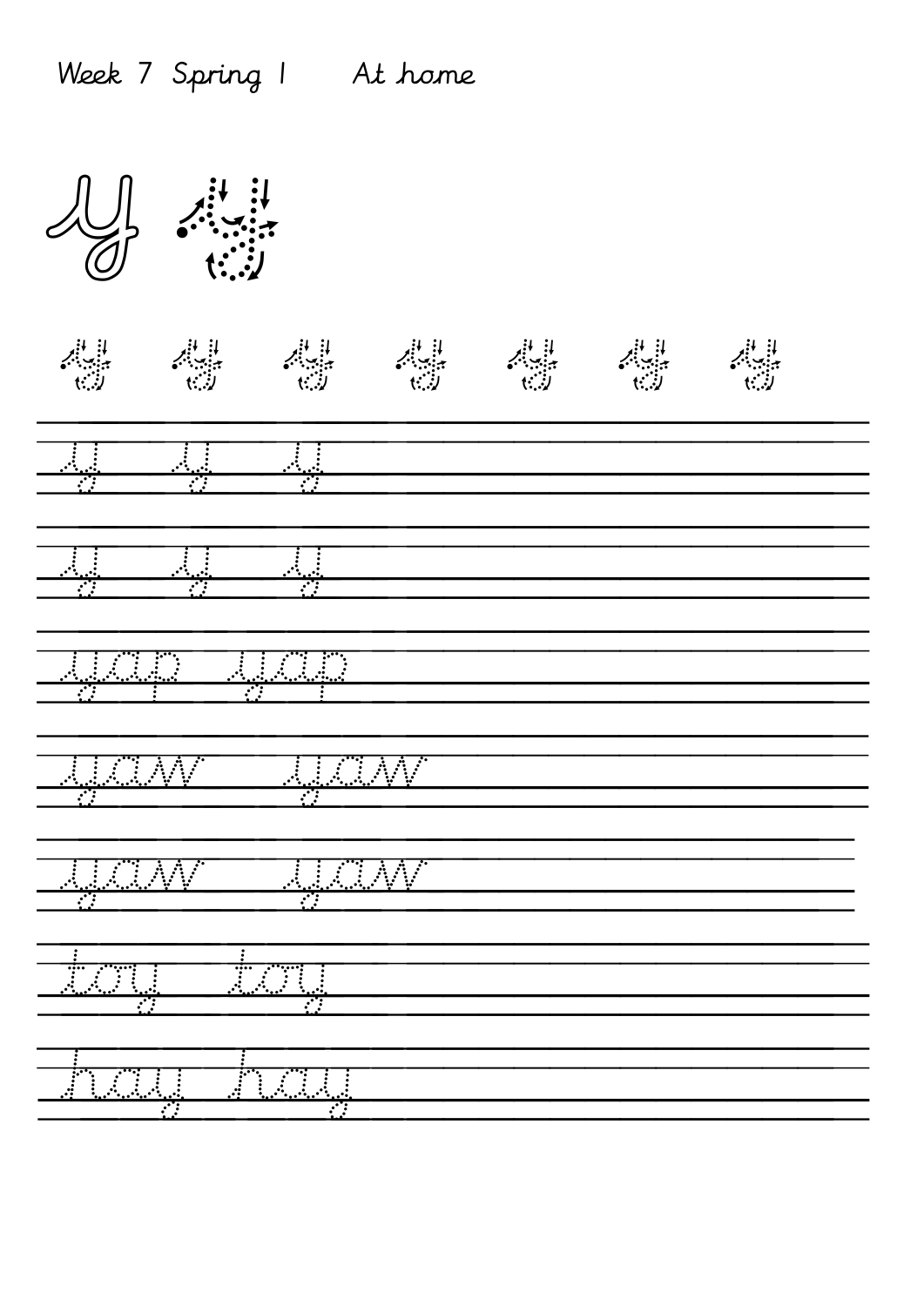Week 7 Spring 1 At home

y y

y y y y y y y

y y y

y y y

yap yap

yaw yaw

yaw yaw

toy toy

hay hay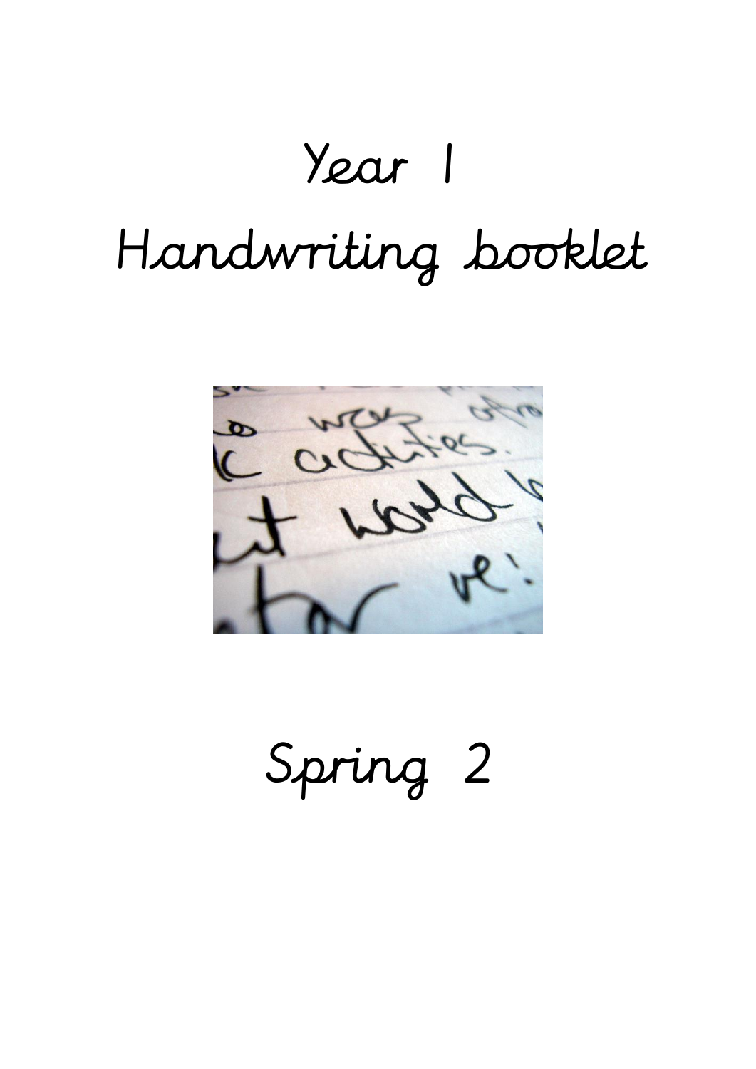# Year 1

# Handwriting booklet

# Spring 2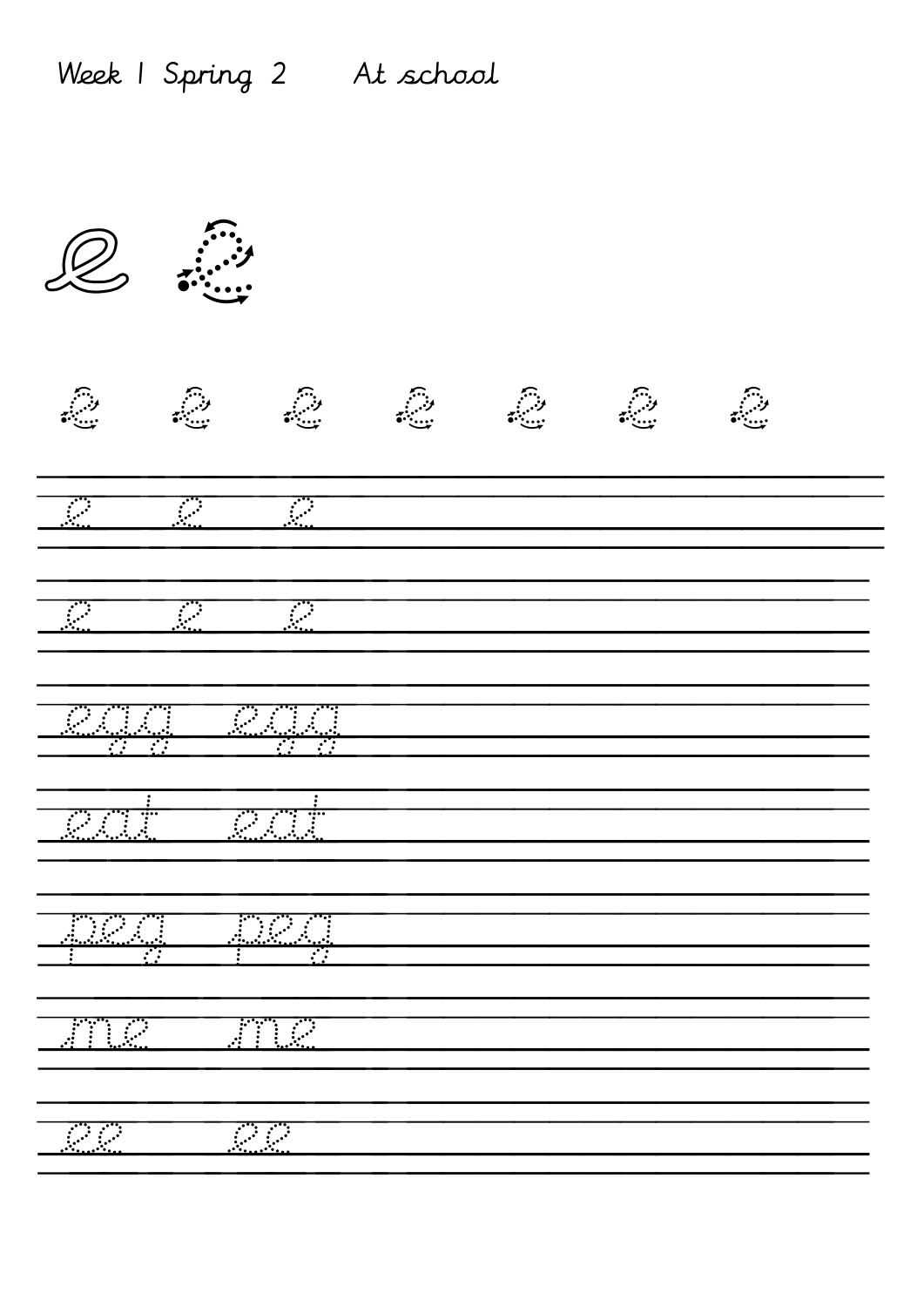Week 1 Spring 2 At school

e e

e e e e e e e

e e e

e e e

egg egg

eat eat

peg peg

me me

ee ee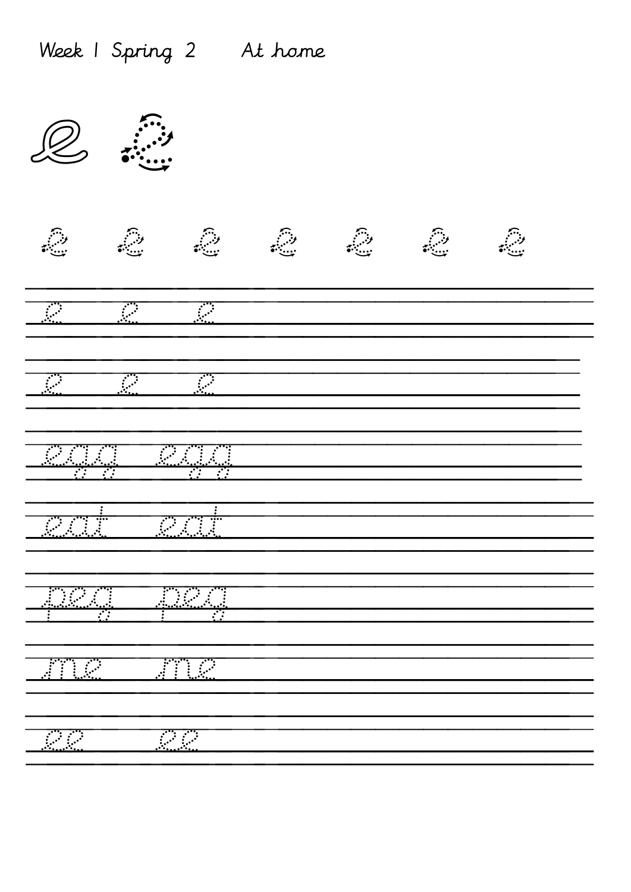Week 1 Spring 2 At home

e e

e e e e e e e

e e e

e e e

egg egg

eat eat

peg peg

me me

ee ee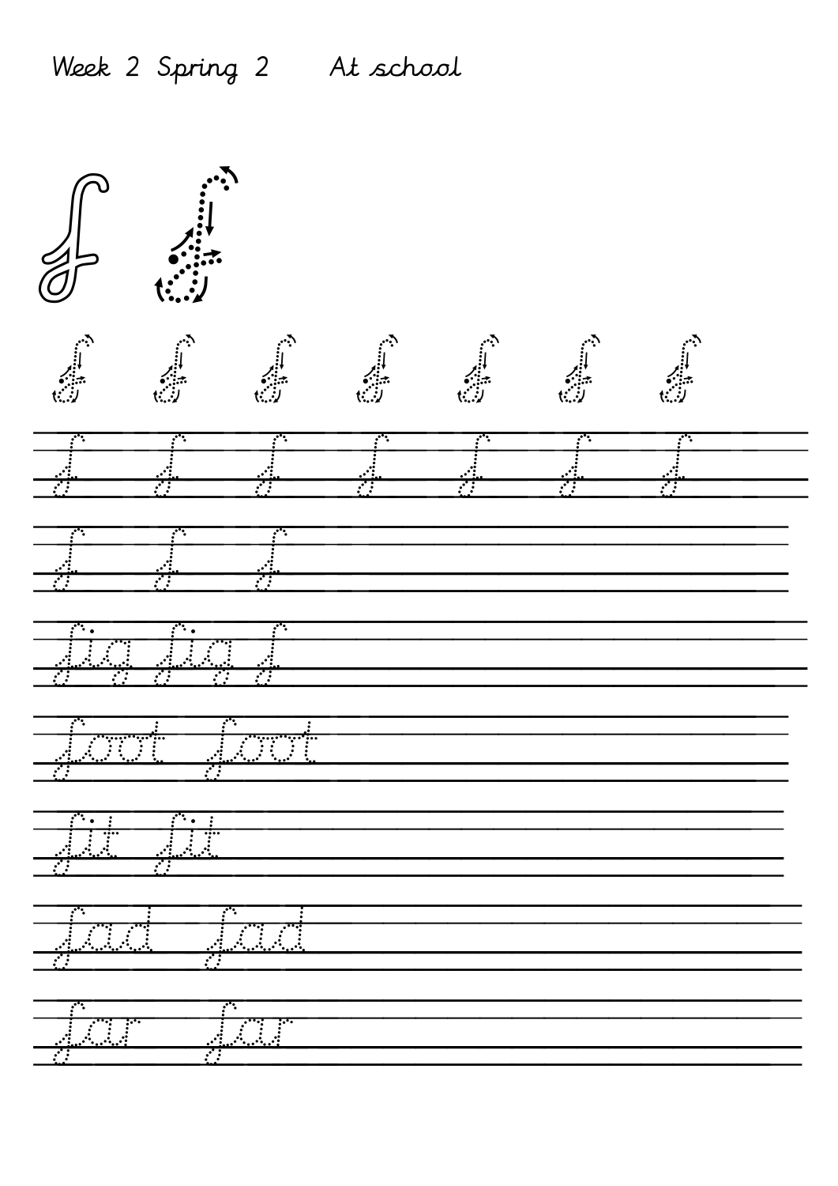Week 2 Spring 2 At school

f f

f f f f f f f

f f f f f f f

f f f

fig fig f

foot foot

fit fit

fad fad

far far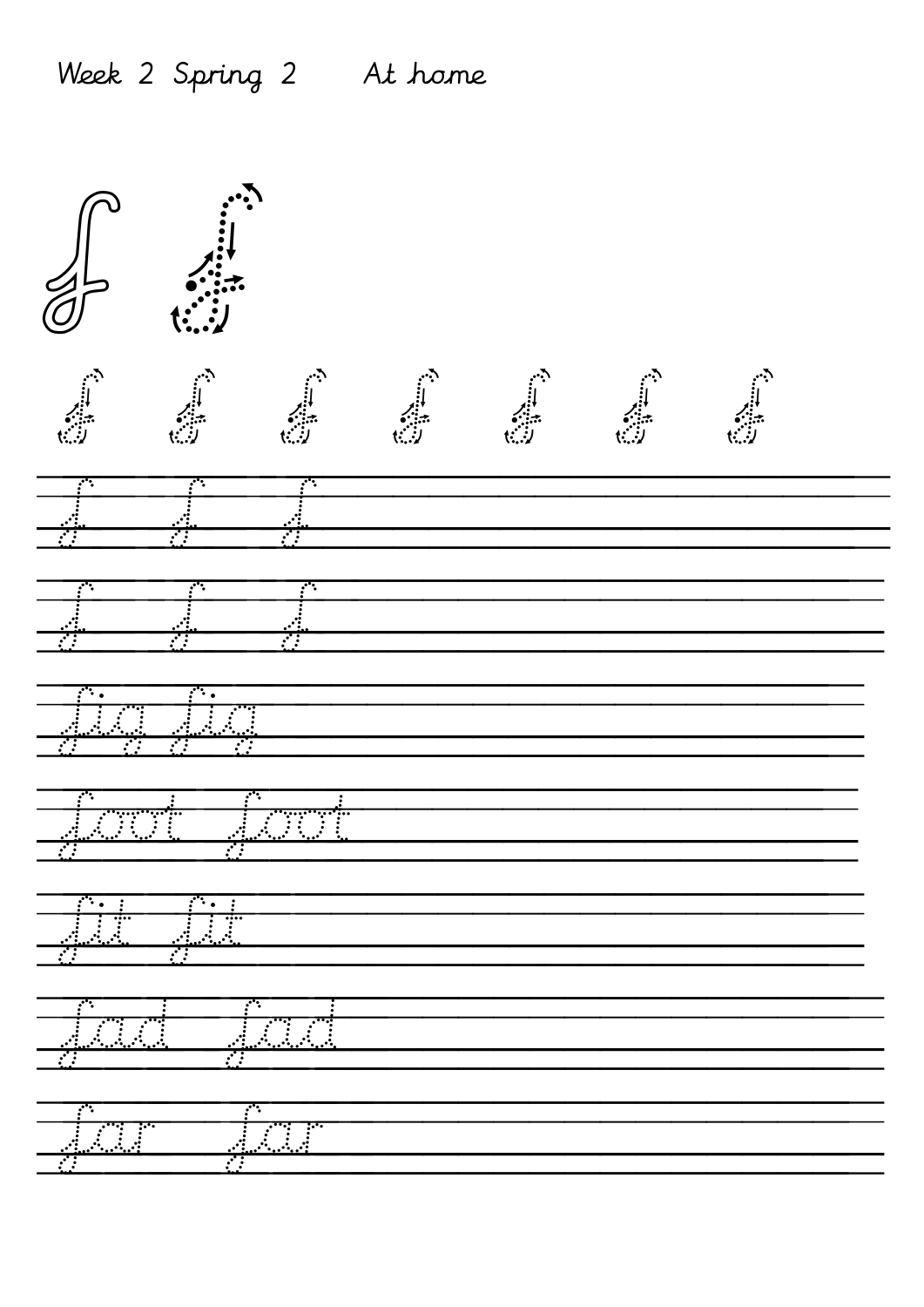Week 2 Spring 2 At home

f f

f f f f f f f

f f f

f f f

fig fig

foot foot

fit fit

fad fad

far far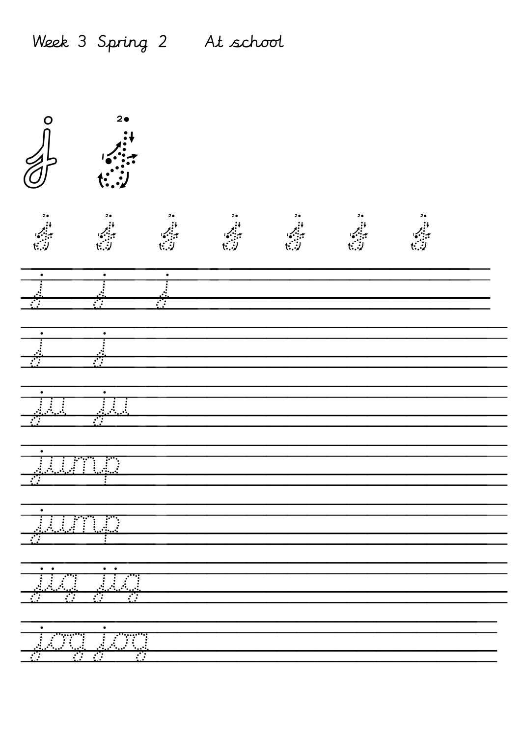Week 3 Spring 2    At school

j j

j j j j j j j

j j j

j j

ju ju

jump

jump

jig jig

jog jog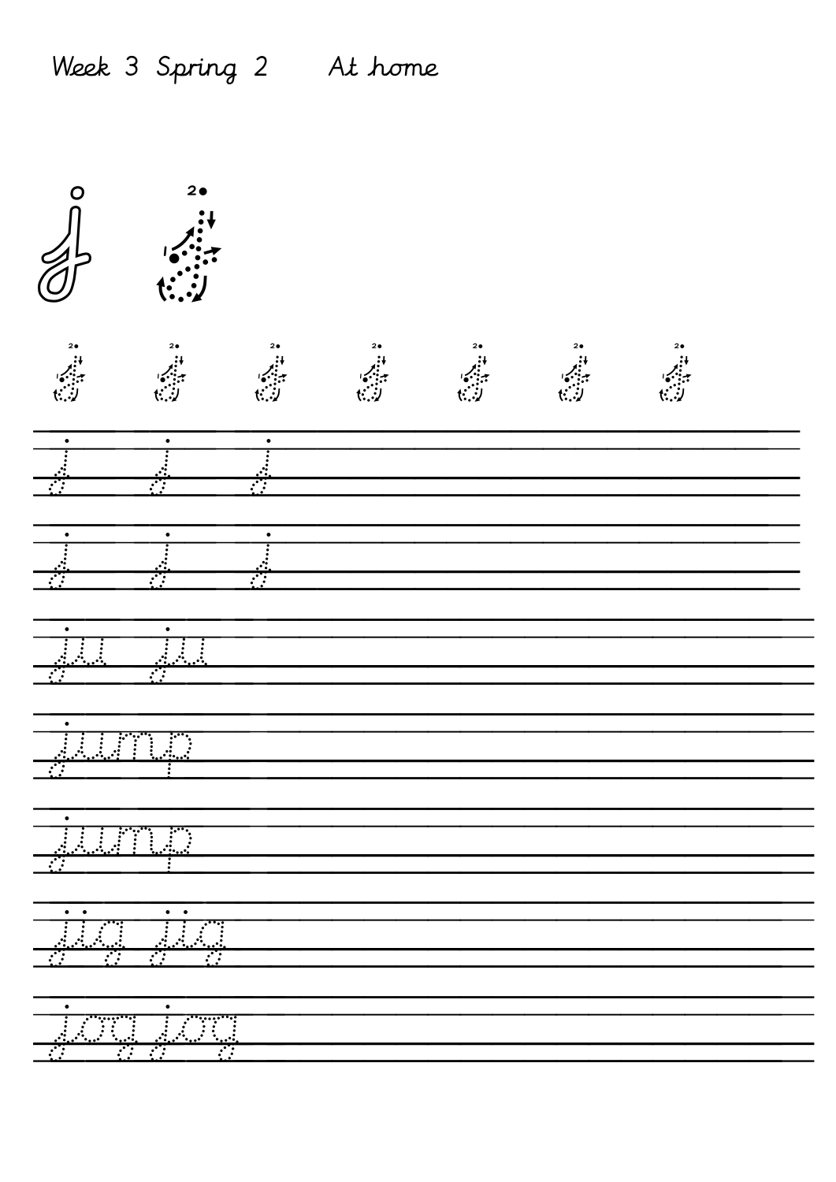Week 3 Spring 2 At home

j

j j j j j j j

j j j

j j j

ju ju

jump

jump

jig jig

jog jog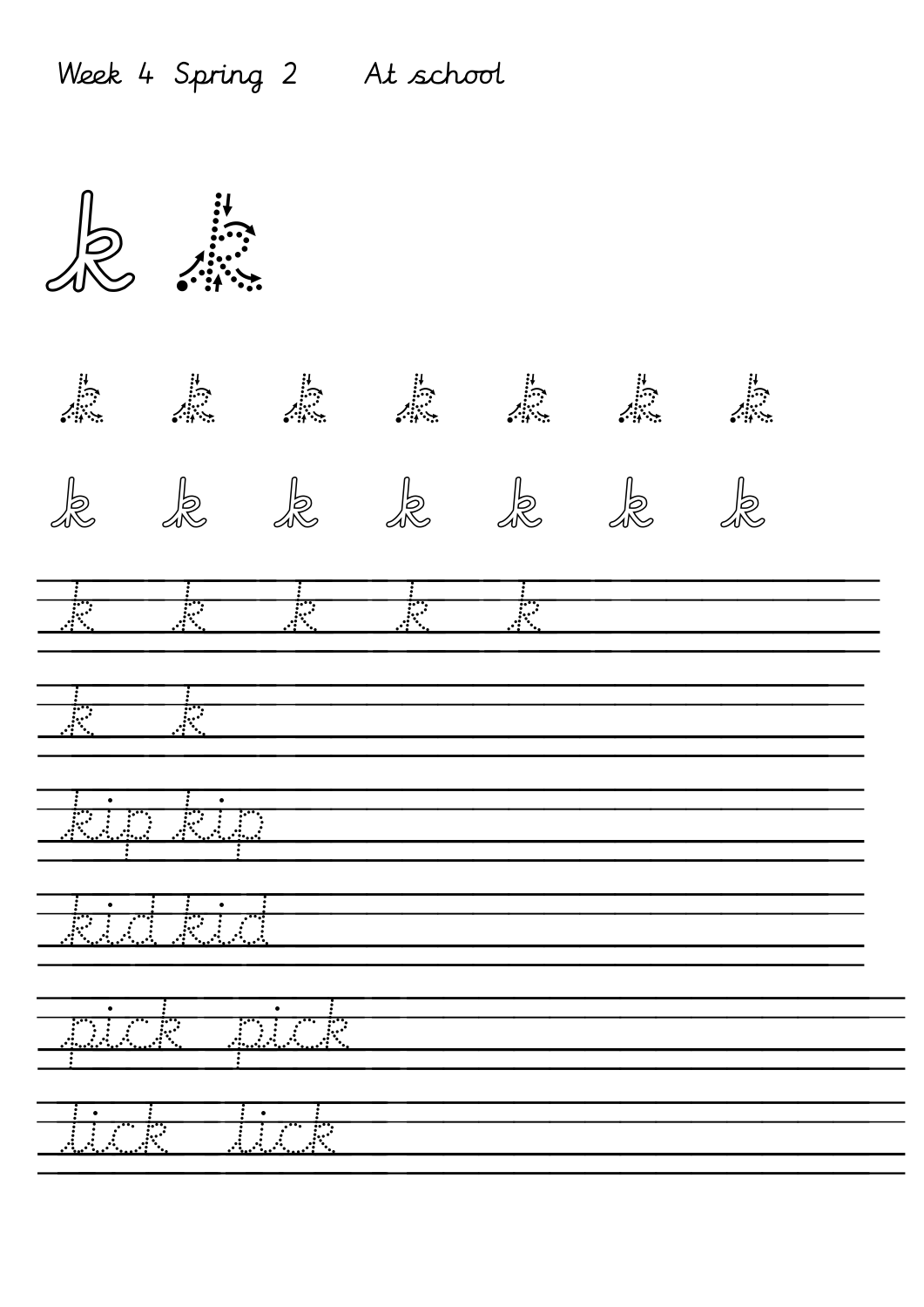Week 4 Spring 2 At school

k k

k k k k k k k

k k k k k k k

k k k k k

k k

kip kip

kid kid

pick pick

lick lick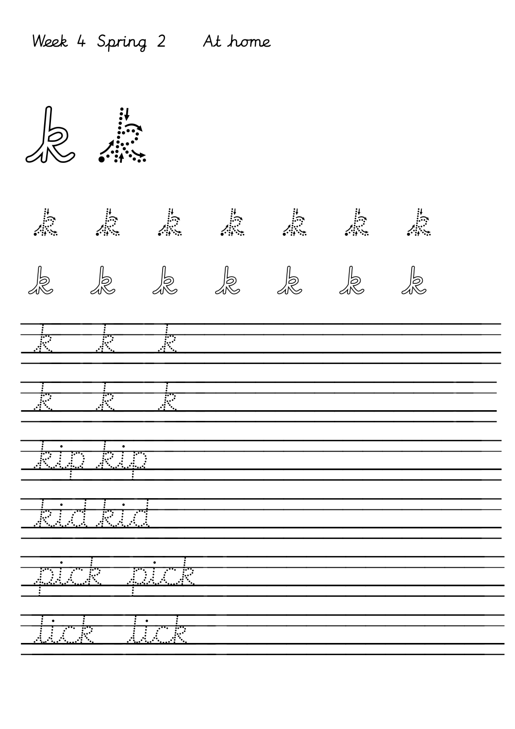Week 4 Spring 2 At home

k k

k k k k k k k

k k k k k k k

k k k

k k k

kip kip

kid kid

pick pick

lick lick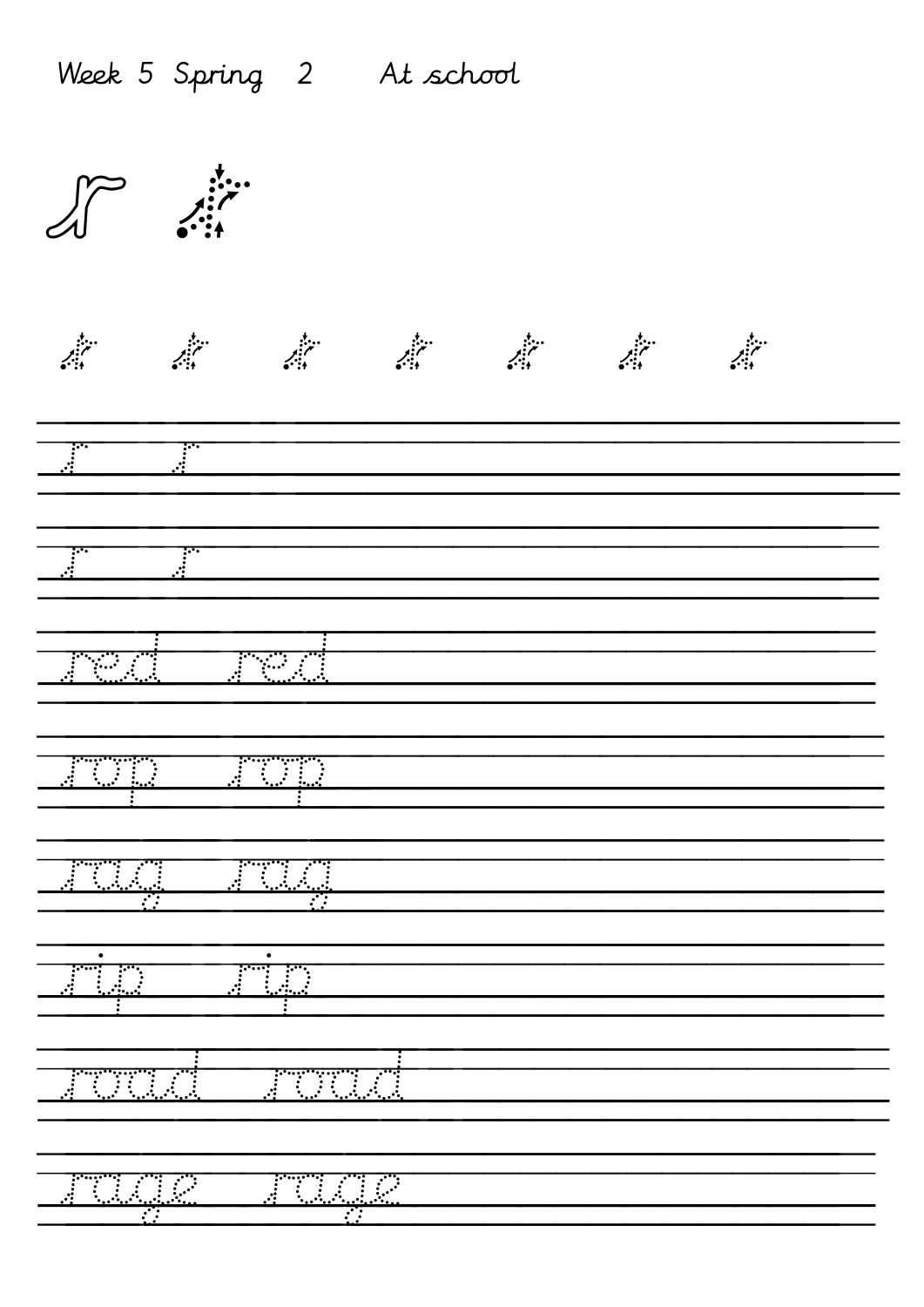Week 5 Spring 2 At school

r r

r r r r r r r

r r

r r

red red

rop rop

rag rag

rip rip

road road

rage rage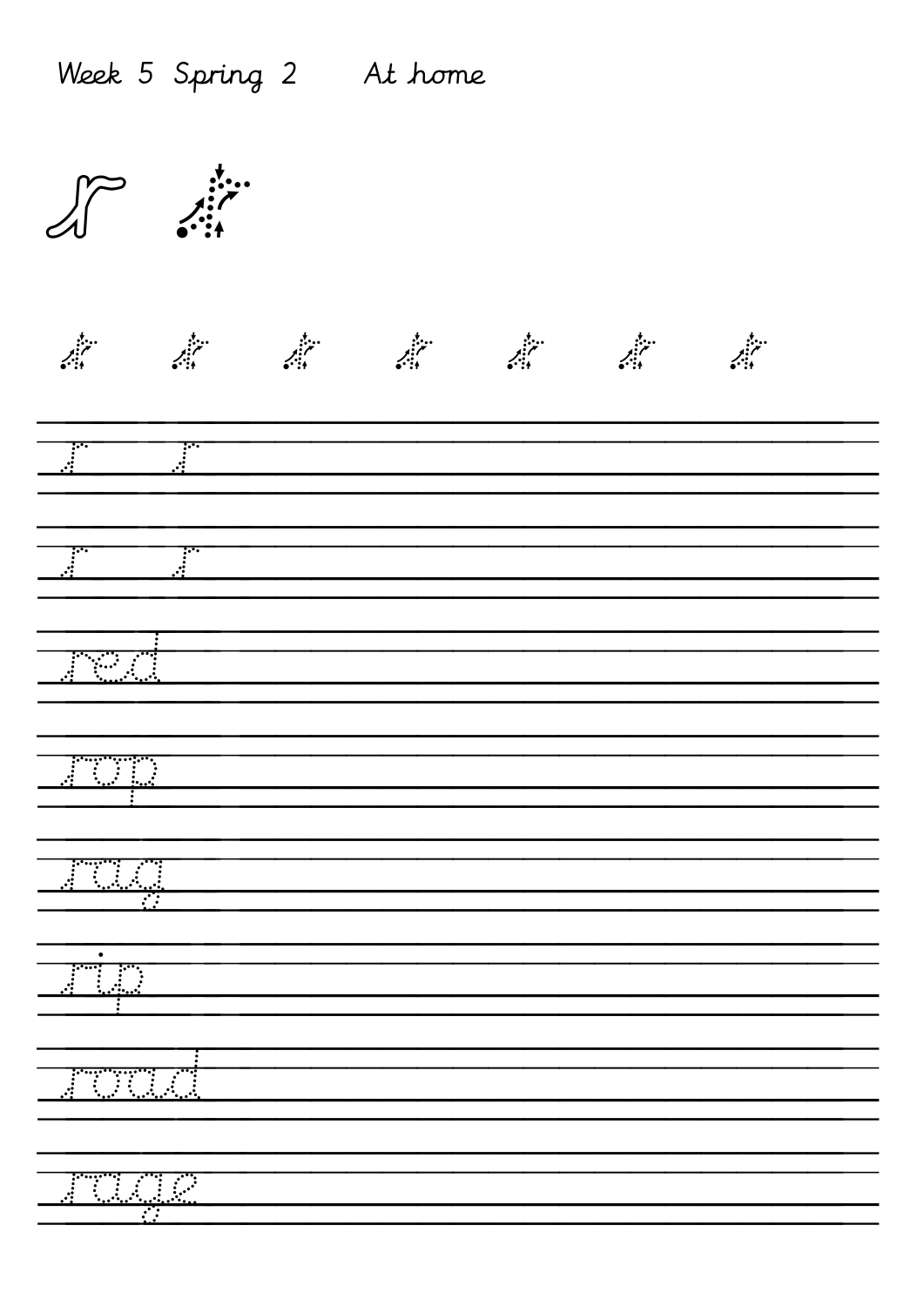Week 5 Spring 2 At home

r r

r r r r r r r

r r

r r

red

rop

rag

rip

road

rage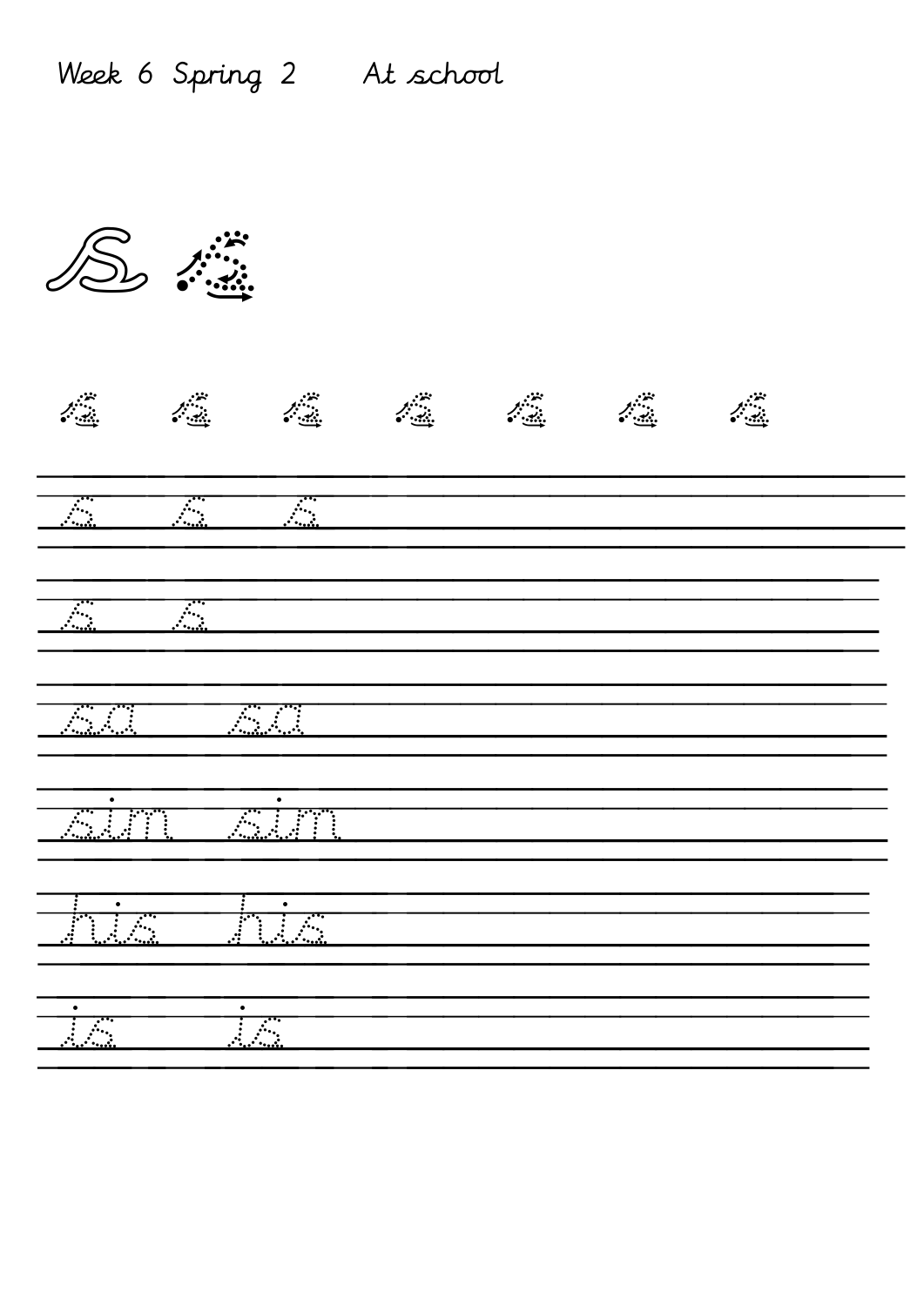Week 6 Spring 2 At school

s s

s s s s s s s

s s s

s s

sa sa

sim sim

his his

is is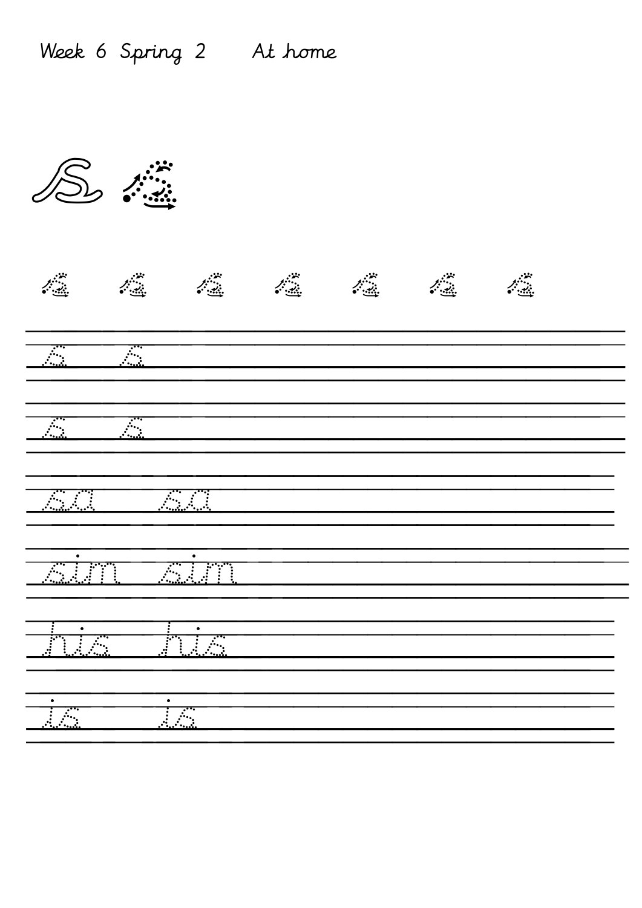Week 6 Spring 2 At home

s s

s s s s s s s

s s

s s

sa sa

sim sim

his his

is is